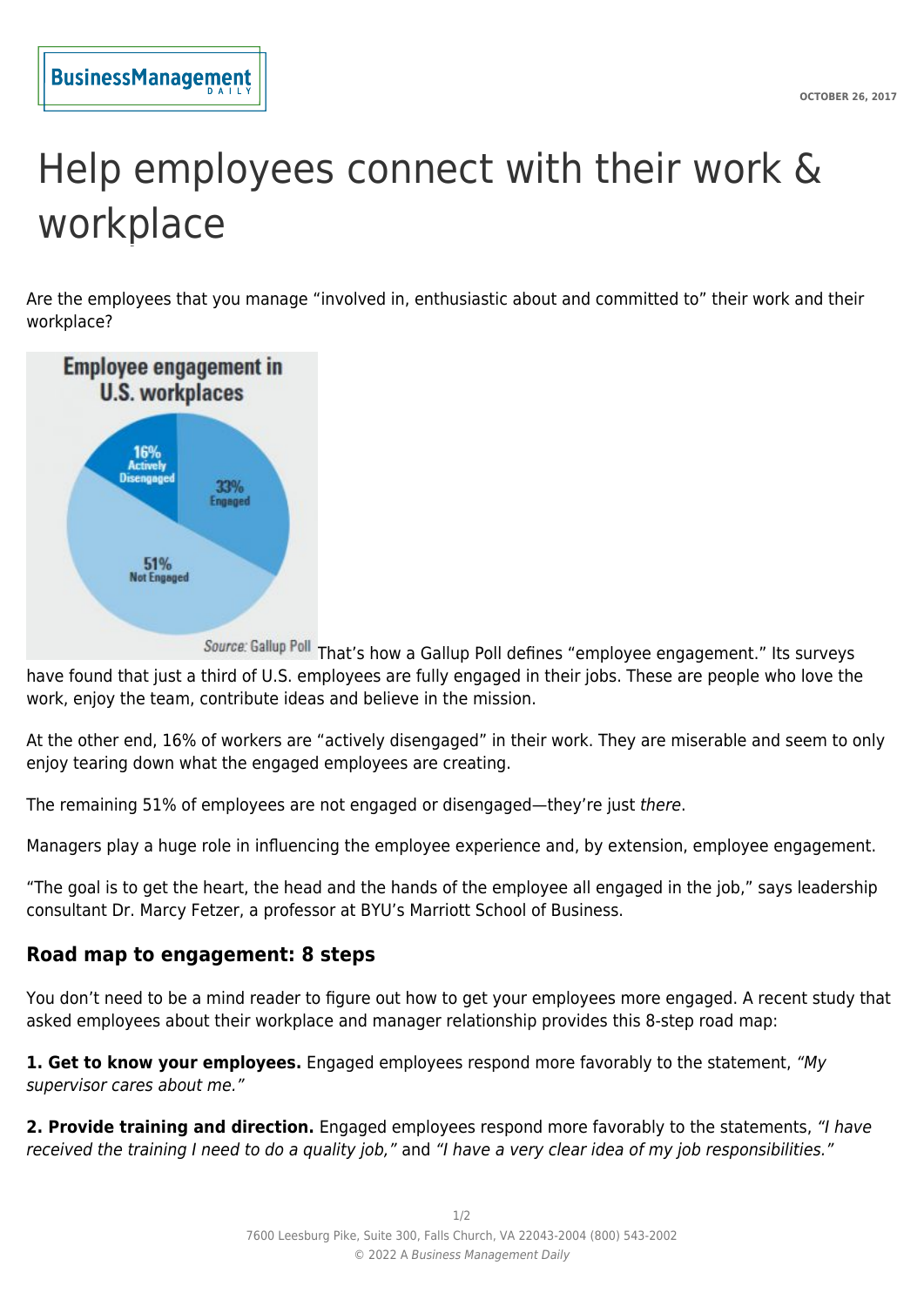# Help employees connect with their work & workplace

Are the employees that you manage "involved in, enthusiastic about and committed to" their work and their workplace?

**Employee engagement in U.S. workplaces**

- 33% Engaged
- 51% Not Engaged
- 16% Actively Disengaged

*Source:* Gallup Poll

That's how a Gallup Poll defines "employee engagement." Its surveys have found that just a third of U.S. employees are fully engaged in their jobs. These are people who love the work, enjoy the team, contribute ideas and believe in the mission.

At the other end, 16% of workers are "actively disengaged" in their work. They are miserable and seem to only enjoy tearing down what the engaged employees are creating.

The remaining 51% of employees are not engaged or disengaged—they're just *there*.

Managers play a huge role in influencing the employee experience and, by extension, employee engagement.

"The goal is to get the heart, the head and the hands of the employee all engaged in the job," says leadership consultant Dr. Marcy Fetzer, a professor at BYU's Marriott School of Business.

## Road map to engagement: 8 steps

You don't need to be a mind reader to figure out how to get your employees more engaged. A recent study that asked employees about their workplace and manager relationship provides this 8-step road map:

**1. Get to know your employees.** Engaged employees respond more favorably to the statement, *"My supervisor cares about me."*

**2. Provide training and direction.** Engaged employees respond more favorably to the statements, *"I have received the training I need to do a quality job,"* and *"I have a very clear idea of my job responsibilities."*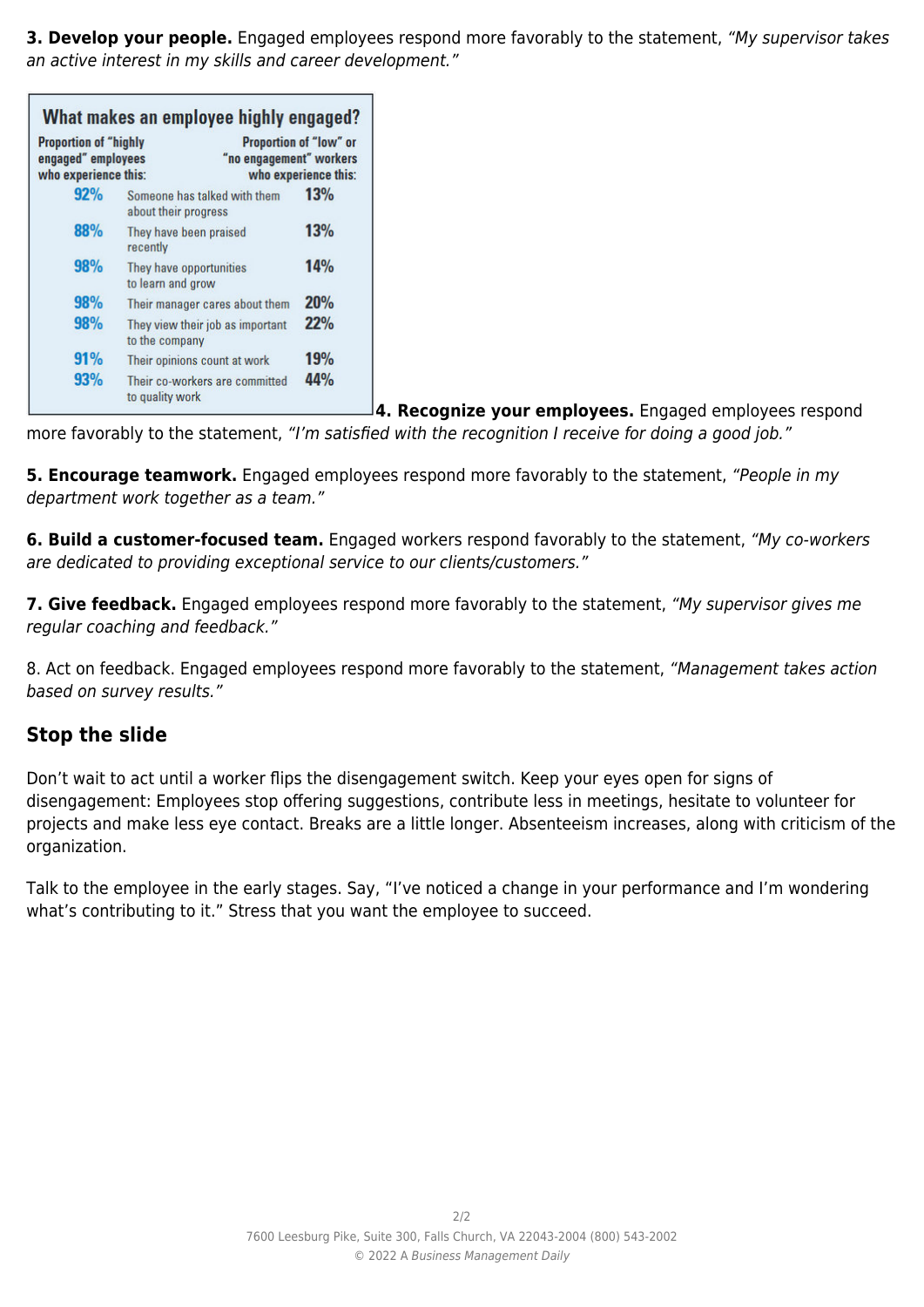**3. Develop your people.** Engaged employees respond more favorably to the statement, *"My supervisor takes an active interest in my skills and career development."*

**What makes an employee highly engaged?**

| Proportion of "highly engaged" employees who experience this: | | Proportion of "low" or "no engagement" workers who experience this: |
|---|---|---|
| 92% | Someone has talked with them about their progress | 13% |
| 88% | They have been praised recently | 13% |
| 98% | They have opportunities to learn and grow | 14% |
| 98% | Their manager cares about them | 20% |
| 98% | They view their job as important to the company | 22% |
| 91% | Their opinions count at work | 19% |
| 93% | Their co-workers are committed to quality work | 44% |

**4. Recognize your employees.** Engaged employees respond more favorably to the statement, *"I'm satisfied with the recognition I receive for doing a good job."*

**5. Encourage teamwork.** Engaged employees respond more favorably to the statement, *"People in my department work together as a team."*

**6. Build a customer-focused team.** Engaged workers respond favorably to the statement, *"My co-workers are dedicated to providing exceptional service to our clients/customers."*

**7. Give feedback.** Engaged employees respond more favorably to the statement, *"My supervisor gives me regular coaching and feedback."*

8. Act on feedback. Engaged employees respond more favorably to the statement, *"Management takes action based on survey results."*

## Stop the slide

Don't wait to act until a worker flips the disengagement switch. Keep your eyes open for signs of disengagement: Employees stop offering suggestions, contribute less in meetings, hesitate to volunteer for projects and make less eye contact. Breaks are a little longer. Absenteeism increases, along with criticism of the organization.

Talk to the employee in the early stages. Say, "I've noticed a change in your performance and I'm wondering what's contributing to it." Stress that you want the employee to succeed.